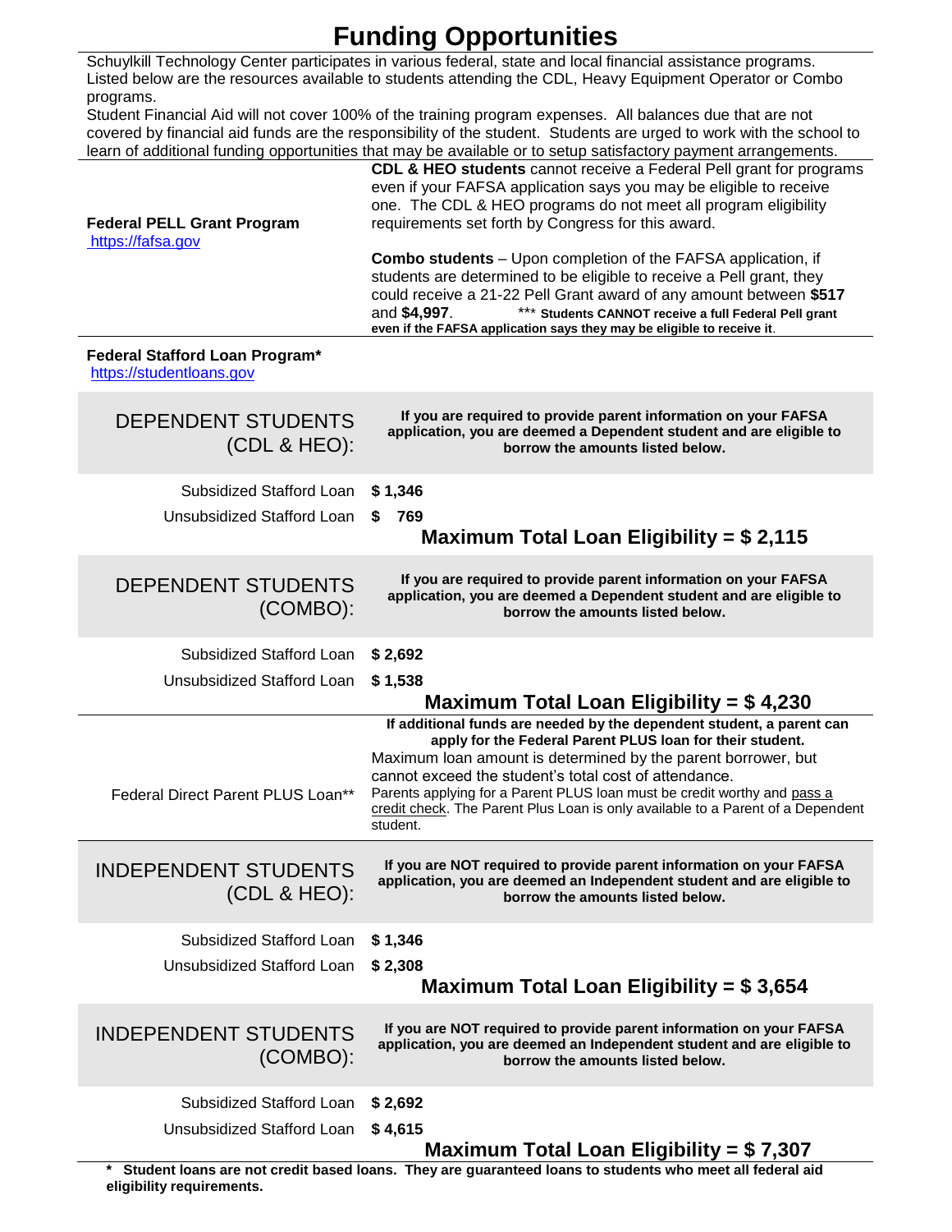# Funding Opportunities

Schuylkill Technology Center participates in various federal, state and local financial assistance programs. Listed below are the resources available to students attending the CDL, Heavy Equipment Operator or Combo programs.

Student Financial Aid will not cover 100% of the training program expenses. All balances due that are not covered by financial aid funds are the responsibility of the student. Students are urged to work with the school to learn of additional funding opportunities that may be available or to setup satisfactory payment arrangements.

**Federal PELL Grant Program**
https://fafsa.gov

**CDL & HEO students** cannot receive a Federal Pell grant for programs even if your FAFSA application says you may be eligible to receive one. The CDL & HEO programs do not meet all program eligibility requirements set forth by Congress for this award.

**Combo students** – Upon completion of the FAFSA application, if students are determined to be eligible to receive a Pell grant, they could receive a 21-22 Pell Grant award of any amount between **$517** and **$4,997**. *** **Students CANNOT receive a full Federal Pell grant even if the FAFSA application says they may be eligible to receive it**.

**Federal Stafford Loan Program***
https://studentloans.gov

## DEPENDENT STUDENTS (CDL & HEO):

**If you are required to provide parent information on your FAFSA application, you are deemed a Dependent student and are eligible to borrow the amounts listed below.**

| | |
|---|---|
| Subsidized Stafford Loan | **$ 1,346** |
| Unsubsidized Stafford Loan | **$ 769** |

**Maximum Total Loan Eligibility = $ 2,115**

## DEPENDENT STUDENTS (COMBO):

**If you are required to provide parent information on your FAFSA application, you are deemed a Dependent student and are eligible to borrow the amounts listed below.**

| | |
|---|---|
| Subsidized Stafford Loan | **$ 2,692** |
| Unsubsidized Stafford Loan | **$ 1,538** |

**Maximum Total Loan Eligibility = $ 4,230**

Federal Direct Parent PLUS Loan**

**If additional funds are needed by the dependent student, a parent can apply for the Federal Parent PLUS loan for their student.**
Maximum loan amount is determined by the parent borrower, but cannot exceed the student's total cost of attendance.
Parents applying for a Parent PLUS loan must be credit worthy and pass a credit check. The Parent Plus Loan is only available to a Parent of a Dependent student.

## INDEPENDENT STUDENTS (CDL & HEO):

**If you are NOT required to provide parent information on your FAFSA application, you are deemed an Independent student and are eligible to borrow the amounts listed below.**

| | |
|---|---|
| Subsidized Stafford Loan | **$ 1,346** |
| Unsubsidized Stafford Loan | **$ 2,308** |

**Maximum Total Loan Eligibility = $ 3,654**

## INDEPENDENT STUDENTS (COMBO):

**If you are NOT required to provide parent information on your FAFSA application, you are deemed an Independent student and are eligible to borrow the amounts listed below.**

| | |
|---|---|
| Subsidized Stafford Loan | **$ 2,692** |
| Unsubsidized Stafford Loan | **$ 4,615** |

**Maximum Total Loan Eligibility = $ 7,307**

**\* Student loans are not credit based loans. They are guaranteed loans to students who meet all federal aid eligibility requirements.**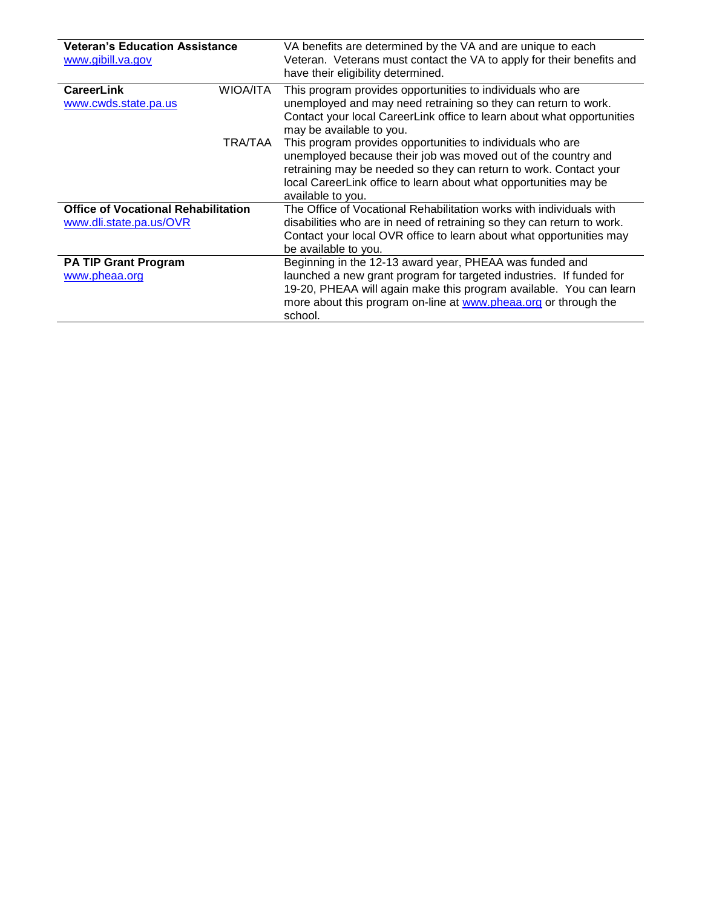| | | |
|---|---|---|
| **Veteran's Education Assistance**<br>www.gibill.va.gov | | VA benefits are determined by the VA and are unique to each Veteran. Veterans must contact the VA to apply for their benefits and have their eligibility determined. |
| **CareerLink**<br>www.cwds.state.pa.us | WIOA/ITA | This program provides opportunities to individuals who are unemployed and may need retraining so they can return to work. Contact your local CareerLink office to learn about what opportunities may be available to you. |
| | TRA/TAA | This program provides opportunities to individuals who are unemployed because their job was moved out of the country and retraining may be needed so they can return to work. Contact your local CareerLink office to learn about what opportunities may be available to you. |
| **Office of Vocational Rehabilitation**<br>www.dli.state.pa.us/OVR | | The Office of Vocational Rehabilitation works with individuals with disabilities who are in need of retraining so they can return to work. Contact your local OVR office to learn about what opportunities may be available to you. |
| **PA TIP Grant Program**<br>www.pheaa.org | | Beginning in the 12-13 award year, PHEAA was funded and launched a new grant program for targeted industries. If funded for 19-20, PHEAA will again make this program available. You can learn more about this program on-line at www.pheaa.org or through the school. |